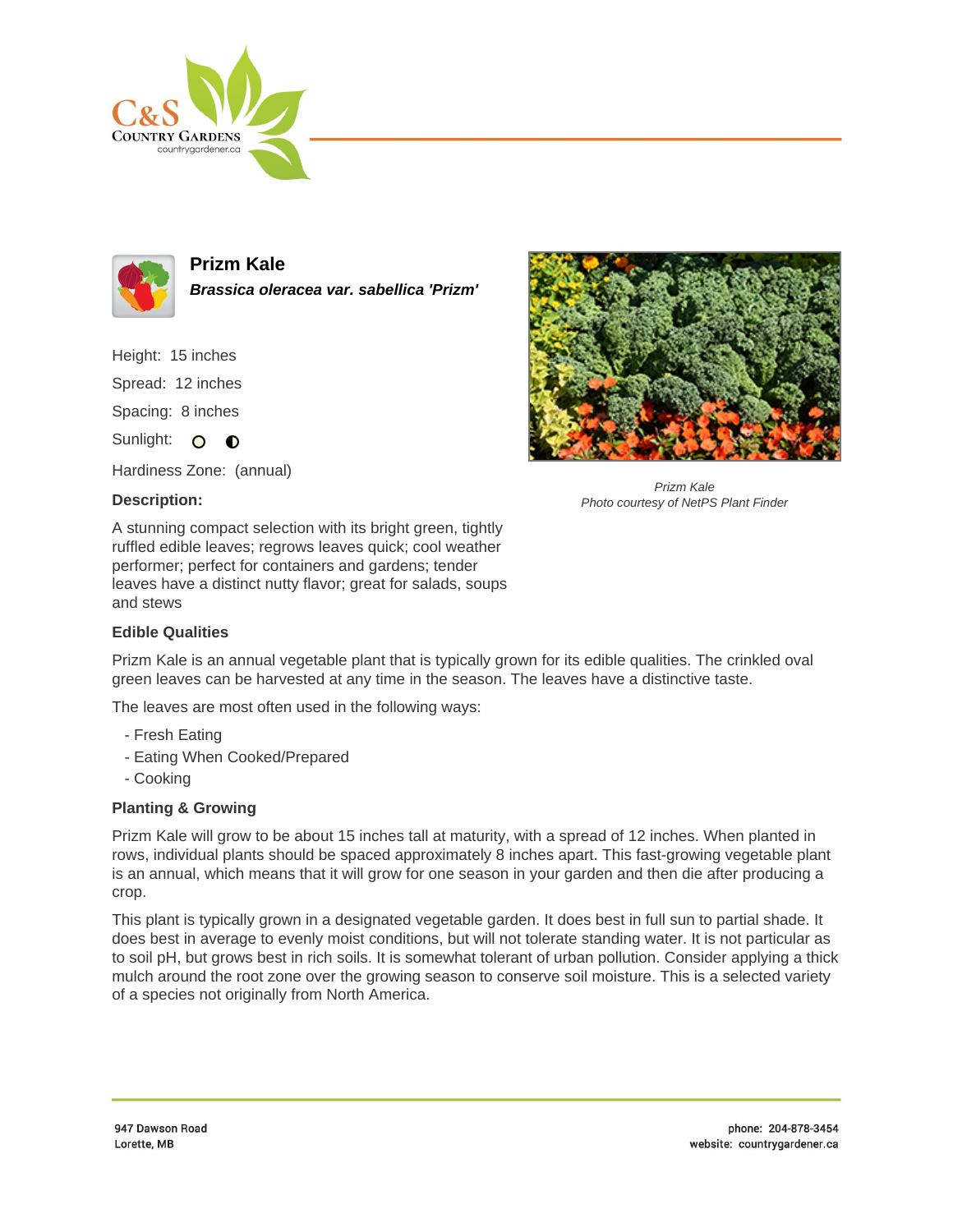# Prizm Kale

***Brassica oleracea var. sabellica 'Prizm'***

Height: 15 inches

Spacing: 8 inches

Spread: 12 inches

Sunlight: ○ ◐

Hardiness Zone: (annual)

**Description:**

A stunning compact selection with its bright green, tightly ruffled edible leaves; regrows leaves quick; cool weather performer; perfect for containers and gardens; tender leaves have a distinct nutty flavor; great for salads, soups and stews

*Prizm Kale*
*Photo courtesy of NetPS Plant Finder*

## Edible Qualities

Prizm Kale is an annual vegetable plant that is typically grown for its edible qualities. The crinkled oval green leaves can be harvested at any time in the season. The leaves have a distinctive taste.

The leaves are most often used in the following ways:

- Fresh Eating
- Eating When Cooked/Prepared
- Cooking

## Planting & Growing

Prizm Kale will grow to be about 15 inches tall at maturity, with a spread of 12 inches. When planted in rows, individual plants should be spaced approximately 8 inches apart. This fast-growing vegetable plant is an annual, which means that it will grow for one season in your garden and then die after producing a crop.

This plant is typically grown in a designated vegetable garden. It does best in full sun to partial shade. It does best in average to evenly moist conditions, but will not tolerate standing water. It is not particular as to soil pH, but grows best in rich soils. It is somewhat tolerant of urban pollution. Consider applying a thick mulch around the root zone over the growing season to conserve soil moisture. This is a selected variety of a species not originally from North America.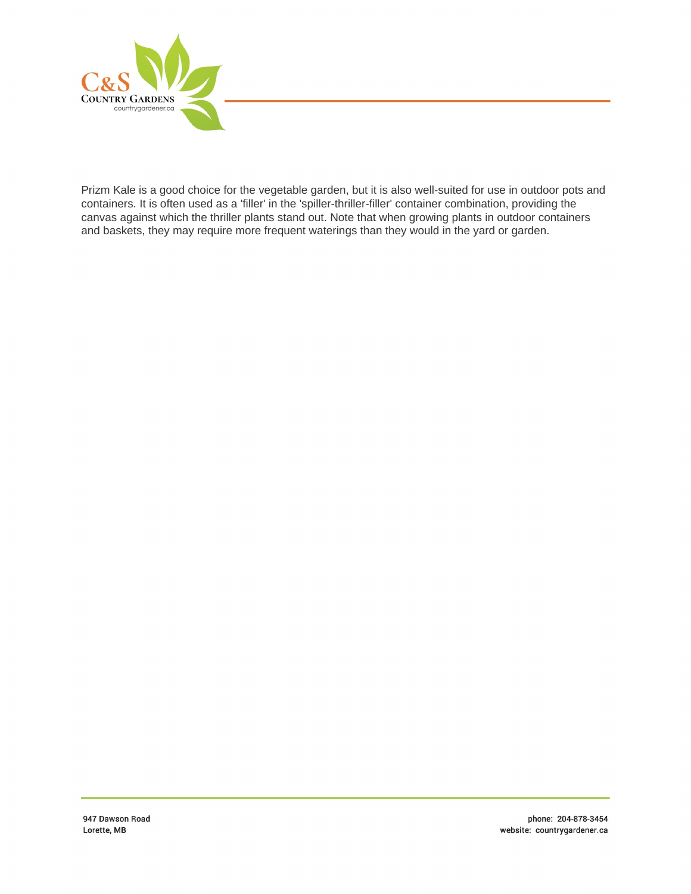Prizm Kale is a good choice for the vegetable garden, but it is also well-suited for use in outdoor pots and containers. It is often used as a 'filler' in the 'spiller-thriller-filler' container combination, providing the canvas against which the thriller plants stand out. Note that when growing plants in outdoor containers and baskets, they may require more frequent waterings than they would in the yard or garden.